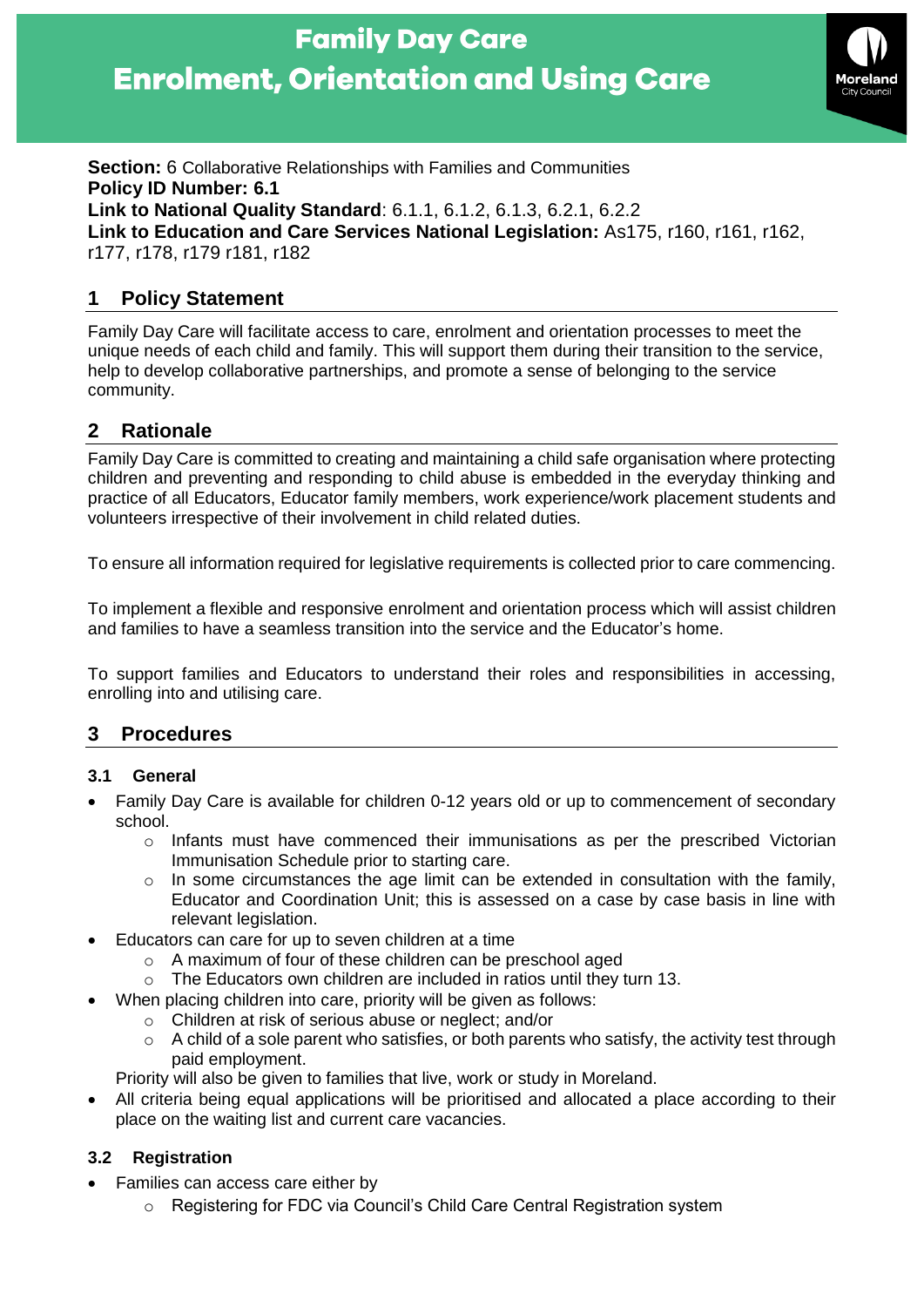# Family Day Care
# Enrolment, Orientation and Using Care

**Section:** 6 Collaborative Relationships with Families and Communities
**Policy ID Number: 6.1**
**Link to National Quality Standard**: 6.1.1, 6.1.2, 6.1.3, 6.2.1, 6.2.2
**Link to Education and Care Services National Legislation:** As175, r160, r161, r162, r177, r178, r179 r181, r182

## 1 Policy Statement

Family Day Care will facilitate access to care, enrolment and orientation processes to meet the unique needs of each child and family. This will support them during their transition to the service, help to develop collaborative partnerships, and promote a sense of belonging to the service community.

## 2 Rationale

Family Day Care is committed to creating and maintaining a child safe organisation where protecting children and preventing and responding to child abuse is embedded in the everyday thinking and practice of all Educators, Educator family members, work experience/work placement students and volunteers irrespective of their involvement in child related duties.

To ensure all information required for legislative requirements is collected prior to care commencing.

To implement a flexible and responsive enrolment and orientation process which will assist children and families to have a seamless transition into the service and the Educator's home.

To support families and Educators to understand their roles and responsibilities in accessing, enrolling into and utilising care.

## 3 Procedures

### 3.1 General

- Family Day Care is available for children 0-12 years old or up to commencement of secondary school.
  - Infants must have commenced their immunisations as per the prescribed Victorian Immunisation Schedule prior to starting care.
  - In some circumstances the age limit can be extended in consultation with the family, Educator and Coordination Unit; this is assessed on a case by case basis in line with relevant legislation.
- Educators can care for up to seven children at a time
  - A maximum of four of these children can be preschool aged
  - The Educators own children are included in ratios until they turn 13.
- When placing children into care, priority will be given as follows:
  - Children at risk of serious abuse or neglect; and/or
  - A child of a sole parent who satisfies, or both parents who satisfy, the activity test through paid employment.

  Priority will also be given to families that live, work or study in Moreland.
- All criteria being equal applications will be prioritised and allocated a place according to their place on the waiting list and current care vacancies.

### 3.2 Registration

- Families can access care either by
  - Registering for FDC via Council's Child Care Central Registration system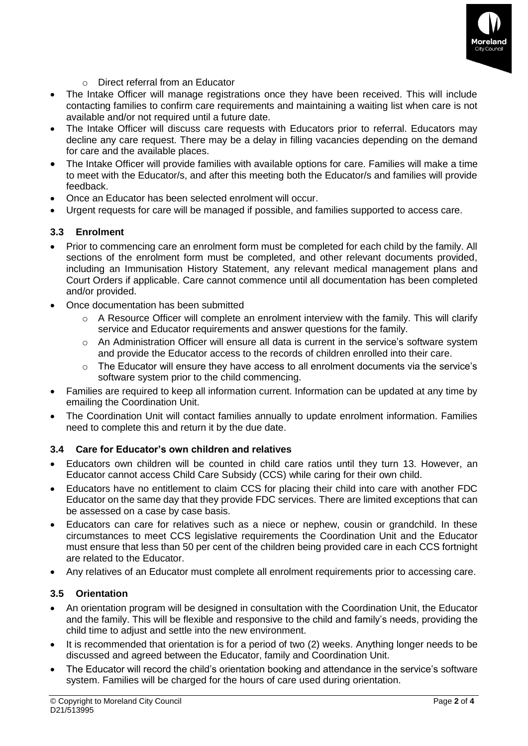- Direct referral from an Educator

- The Intake Officer will manage registrations once they have been received. This will include contacting families to confirm care requirements and maintaining a waiting list when care is not available and/or not required until a future date.
- The Intake Officer will discuss care requests with Educators prior to referral. Educators may decline any care request. There may be a delay in filling vacancies depending on the demand for care and the available places.
- The Intake Officer will provide families with available options for care. Families will make a time to meet with the Educator/s, and after this meeting both the Educator/s and families will provide feedback.
- Once an Educator has been selected enrolment will occur.
- Urgent requests for care will be managed if possible, and families supported to access care.

### 3.3 Enrolment

- Prior to commencing care an enrolment form must be completed for each child by the family. All sections of the enrolment form must be completed, and other relevant documents provided, including an Immunisation History Statement, any relevant medical management plans and Court Orders if applicable. Care cannot commence until all documentation has been completed and/or provided.
- Once documentation has been submitted
  - A Resource Officer will complete an enrolment interview with the family. This will clarify service and Educator requirements and answer questions for the family.
  - An Administration Officer will ensure all data is current in the service's software system and provide the Educator access to the records of children enrolled into their care.
  - The Educator will ensure they have access to all enrolment documents via the service's software system prior to the child commencing.
- Families are required to keep all information current. Information can be updated at any time by emailing the Coordination Unit.
- The Coordination Unit will contact families annually to update enrolment information. Families need to complete this and return it by the due date.

### 3.4 Care for Educator's own children and relatives

- Educators own children will be counted in child care ratios until they turn 13. However, an Educator cannot access Child Care Subsidy (CCS) while caring for their own child.
- Educators have no entitlement to claim CCS for placing their child into care with another FDC Educator on the same day that they provide FDC services. There are limited exceptions that can be assessed on a case by case basis.
- Educators can care for relatives such as a niece or nephew, cousin or grandchild. In these circumstances to meet CCS legislative requirements the Coordination Unit and the Educator must ensure that less than 50 per cent of the children being provided care in each CCS fortnight are related to the Educator.
- Any relatives of an Educator must complete all enrolment requirements prior to accessing care.

### 3.5 Orientation

- An orientation program will be designed in consultation with the Coordination Unit, the Educator and the family. This will be flexible and responsive to the child and family's needs, providing the child time to adjust and settle into the new environment.
- It is recommended that orientation is for a period of two (2) weeks. Anything longer needs to be discussed and agreed between the Educator, family and Coordination Unit.
- The Educator will record the child's orientation booking and attendance in the service's software system. Families will be charged for the hours of care used during orientation.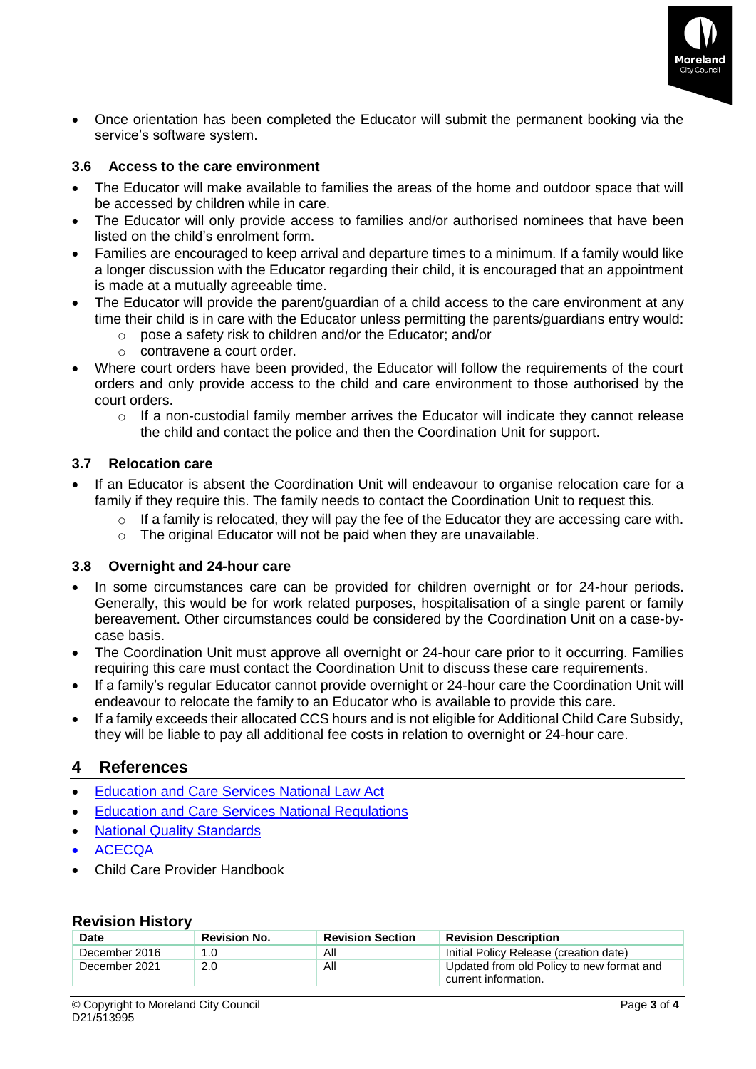- Once orientation has been completed the Educator will submit the permanent booking via the service's software system.

### 3.6 Access to the care environment

- The Educator will make available to families the areas of the home and outdoor space that will be accessed by children while in care.
- The Educator will only provide access to families and/or authorised nominees that have been listed on the child's enrolment form.
- Families are encouraged to keep arrival and departure times to a minimum. If a family would like a longer discussion with the Educator regarding their child, it is encouraged that an appointment is made at a mutually agreeable time.
- The Educator will provide the parent/guardian of a child access to the care environment at any time their child is in care with the Educator unless permitting the parents/guardians entry would:
  - pose a safety risk to children and/or the Educator; and/or
  - contravene a court order.
- Where court orders have been provided, the Educator will follow the requirements of the court orders and only provide access to the child and care environment to those authorised by the court orders.
  - If a non-custodial family member arrives the Educator will indicate they cannot release the child and contact the police and then the Coordination Unit for support.

### 3.7 Relocation care

- If an Educator is absent the Coordination Unit will endeavour to organise relocation care for a family if they require this. The family needs to contact the Coordination Unit to request this.
  - If a family is relocated, they will pay the fee of the Educator they are accessing care with.
  - The original Educator will not be paid when they are unavailable.

### 3.8 Overnight and 24-hour care

- In some circumstances care can be provided for children overnight or for 24-hour periods. Generally, this would be for work related purposes, hospitalisation of a single parent or family bereavement. Other circumstances could be considered by the Coordination Unit on a case-by-case basis.
- The Coordination Unit must approve all overnight or 24-hour care prior to it occurring. Families requiring this care must contact the Coordination Unit to discuss these care requirements.
- If a family's regular Educator cannot provide overnight or 24-hour care the Coordination Unit will endeavour to relocate the family to an Educator who is available to provide this care.
- If a family exceeds their allocated CCS hours and is not eligible for Additional Child Care Subsidy, they will be liable to pay all additional fee costs in relation to overnight or 24-hour care.

## 4 References

- Education and Care Services National Law Act
- Education and Care Services National Regulations
- National Quality Standards
- ACECQA
- Child Care Provider Handbook

### Revision History

| Date | Revision No. | Revision Section | Revision Description |
|---|---|---|---|
| December 2016 | 1.0 | All | Initial Policy Release (creation date) |
| December 2021 | 2.0 | All | Updated from old Policy to new format and current information. |

© Copyright to Moreland City Council
D21/513995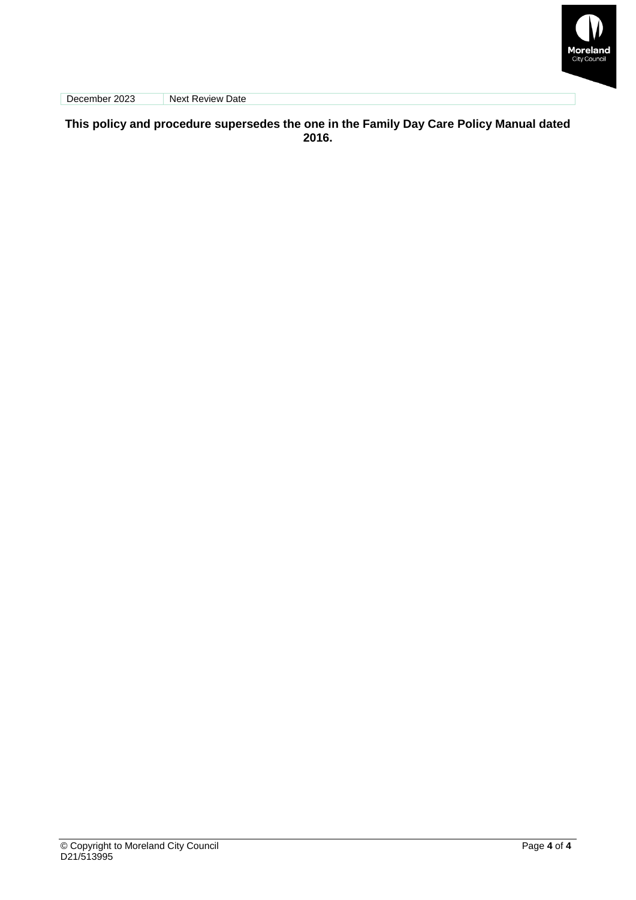| | |
|---|---|
| December 2023 | Next Review Date |

**This policy and procedure supersedes the one in the Family Day Care Policy Manual dated 2016.**